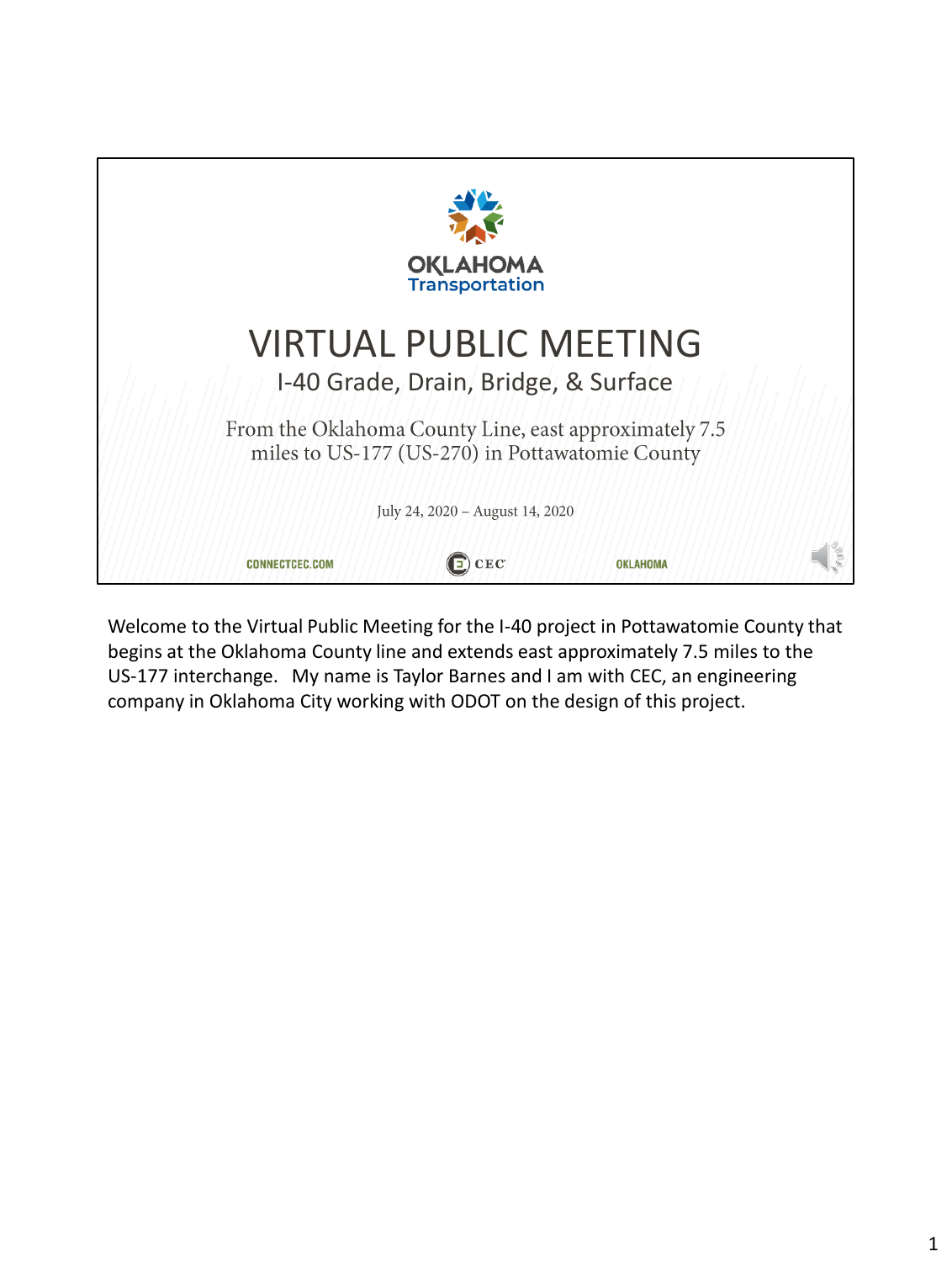OKLAHOMA
Transportation

# VIRTUAL PUBLIC MEETING

## I-40 Grade, Drain, Bridge, & Surface

From the Oklahoma County Line, east approximately 7.5 miles to US-177 (US-270) in Pottawatomie County

July 24, 2020 – August 14, 2020

CONNECTCEC.COM CEC OKLAHOMA

Welcome to the Virtual Public Meeting for the I-40 project in Pottawatomie County that begins at the Oklahoma County line and extends east approximately 7.5 miles to the US-177 interchange. My name is Taylor Barnes and I am with CEC, an engineering company in Oklahoma City working with ODOT on the design of this project.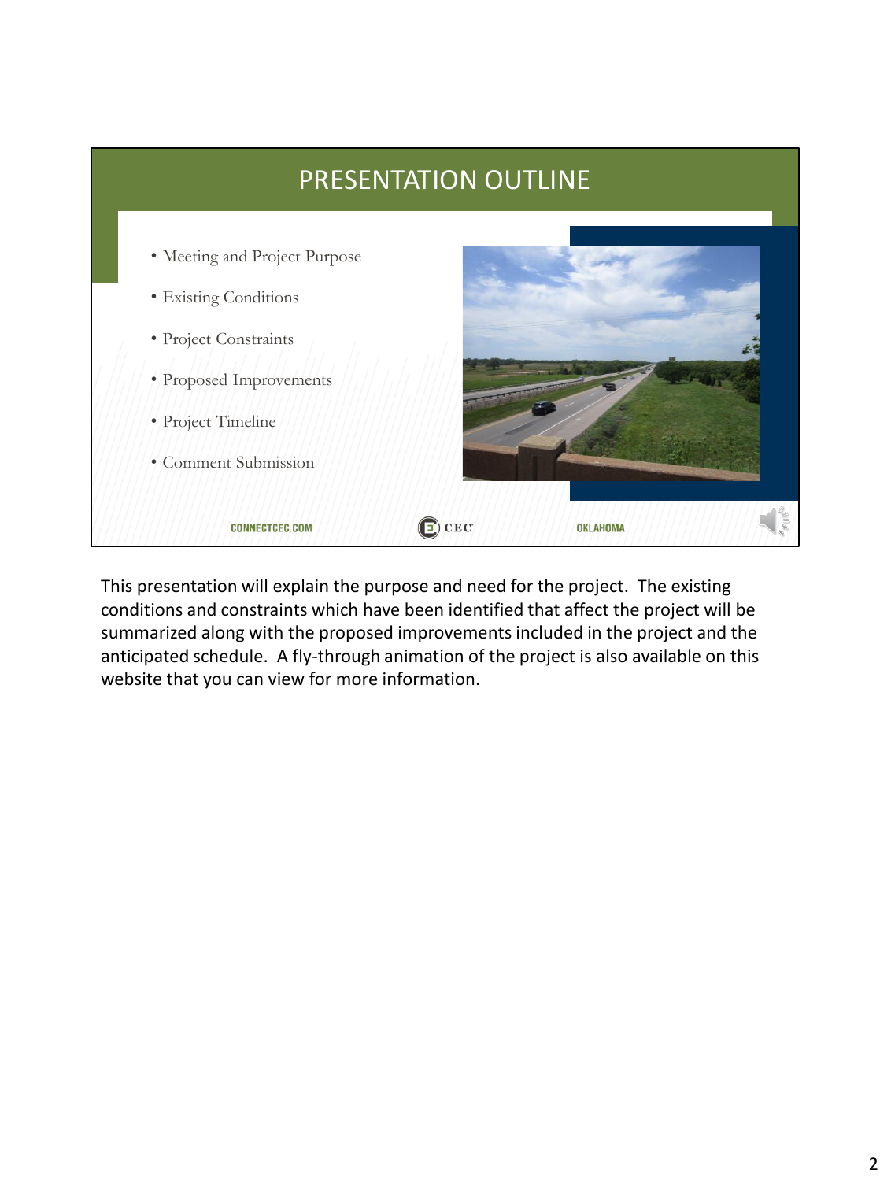# PRESENTATION OUTLINE

- Meeting and Project Purpose
- Existing Conditions
- Project Constraints
- Proposed Improvements
- Project Timeline
- Comment Submission

CONNECTCEC.COM CEC OKLAHOMA

This presentation will explain the purpose and need for the project. The existing conditions and constraints which have been identified that affect the project will be summarized along with the proposed improvements included in the project and the anticipated schedule. A fly-through animation of the project is also available on this website that you can view for more information.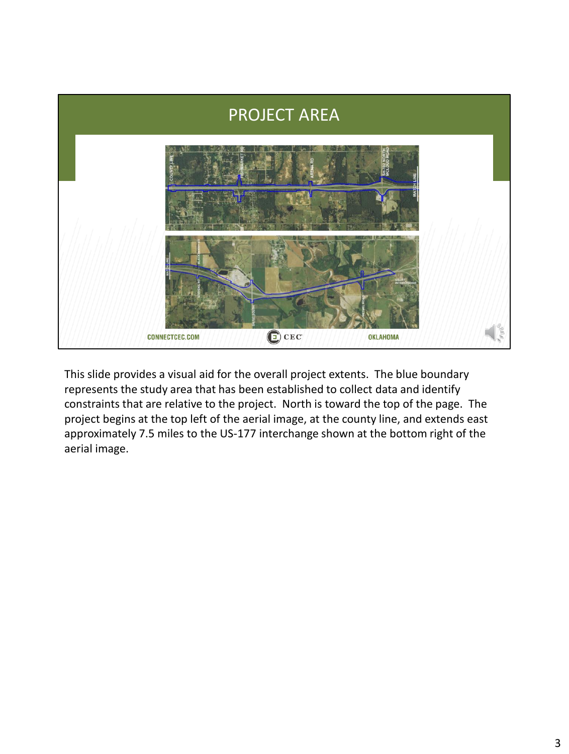# PROJECT AREA

CONNECTCEC.COM | CEC | OKLAHOMA

This slide provides a visual aid for the overall project extents. The blue boundary represents the study area that has been established to collect data and identify constraints that are relative to the project. North is toward the top of the page. The project begins at the top left of the aerial image, at the county line, and extends east approximately 7.5 miles to the US-177 interchange shown at the bottom right of the aerial image.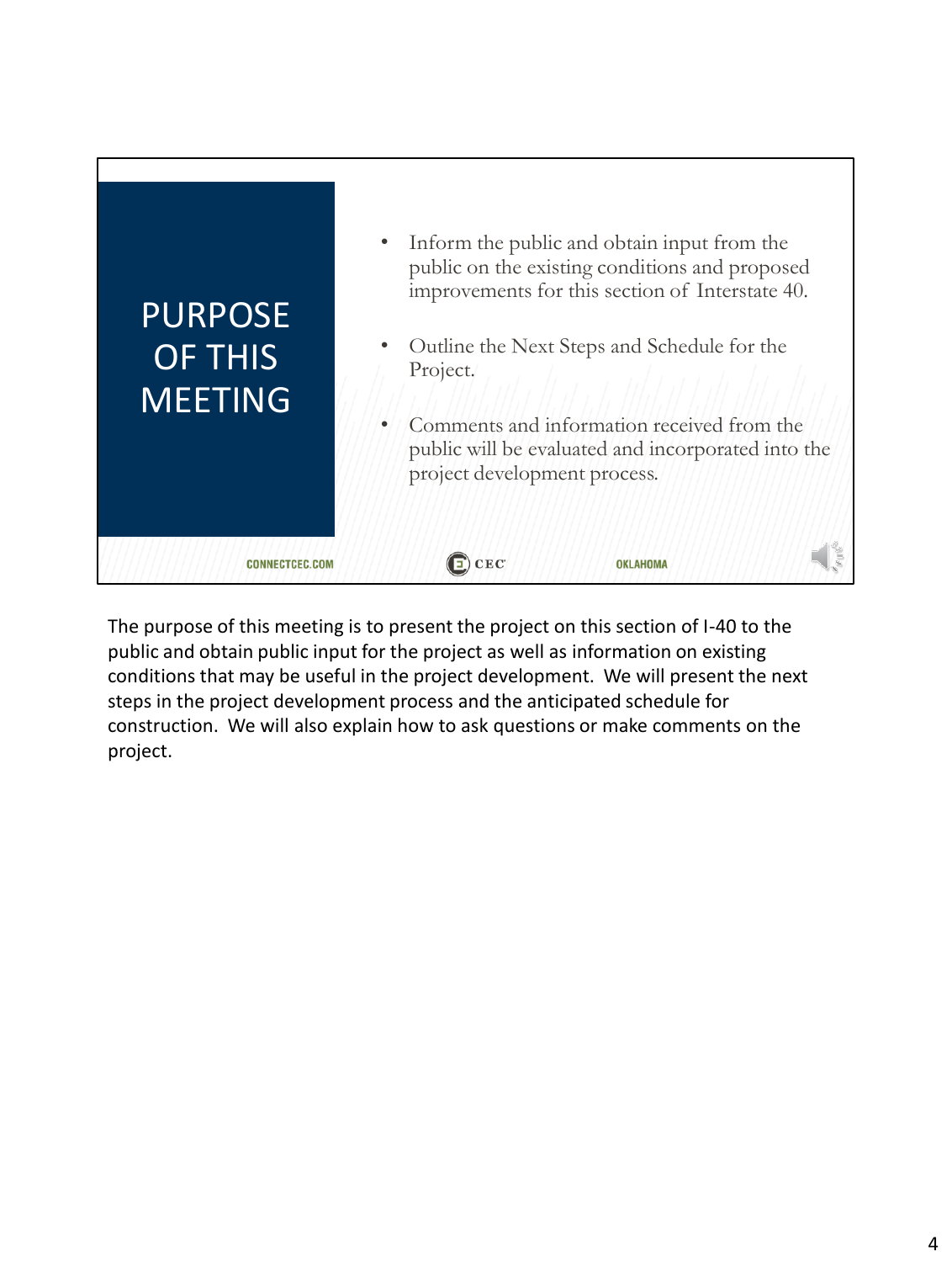# PURPOSE OF THIS MEETING

- Inform the public and obtain input from the public on the existing conditions and proposed improvements for this section of Interstate 40.
- Outline the Next Steps and Schedule for the Project.
- Comments and information received from the public will be evaluated and incorporated into the project development process.

CONNECTCEC.COM CEC OKLAHOMA

The purpose of this meeting is to present the project on this section of I-40 to the public and obtain public input for the project as well as information on existing conditions that may be useful in the project development. We will present the next steps in the project development process and the anticipated schedule for construction. We will also explain how to ask questions or make comments on the project.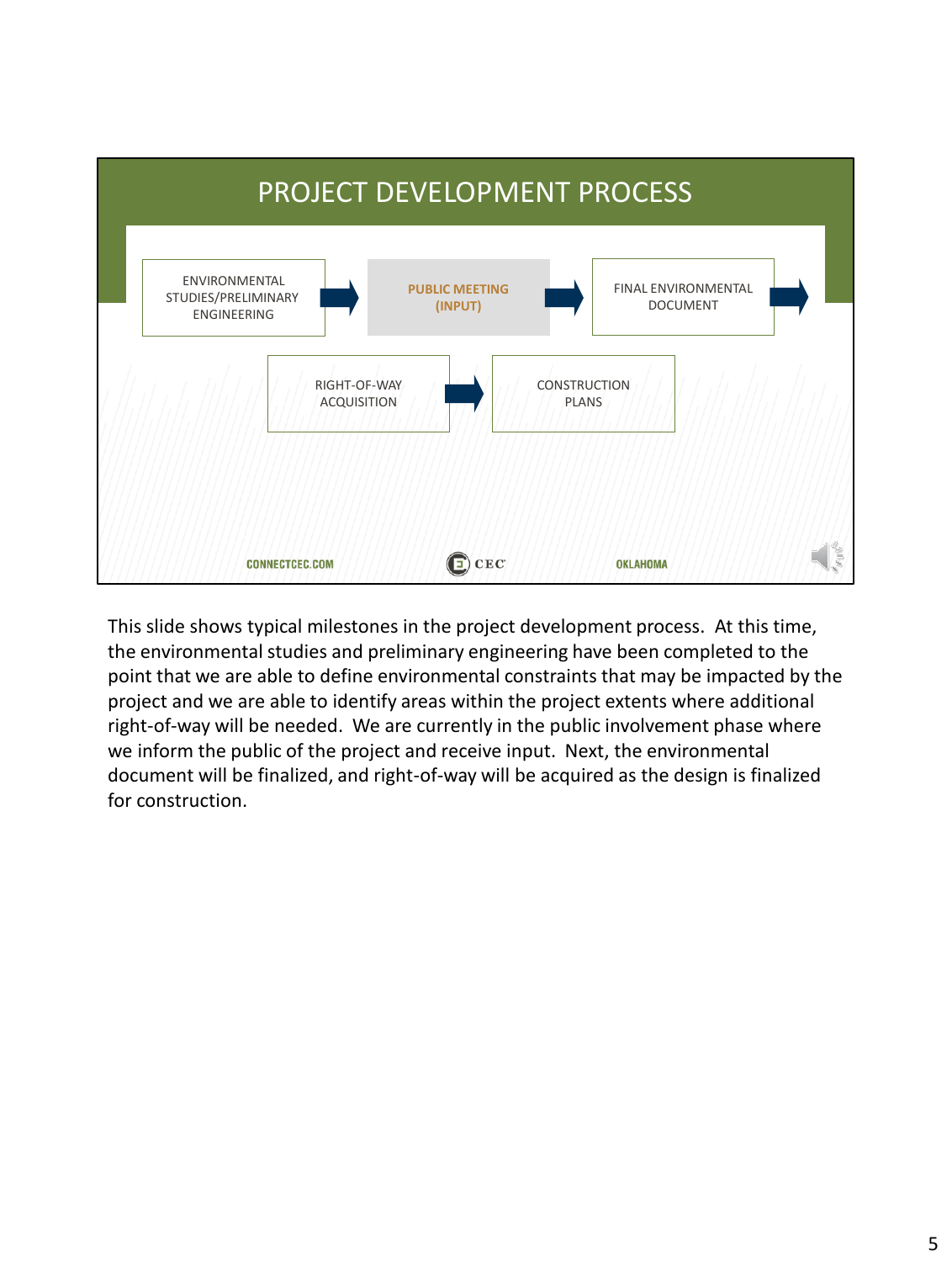# PROJECT DEVELOPMENT PROCESS

ENVIRONMENTAL STUDIES/PRELIMINARY ENGINEERING → **PUBLIC MEETING (INPUT)** → FINAL ENVIRONMENTAL DOCUMENT →

RIGHT-OF-WAY ACQUISITION → CONSTRUCTION PLANS

CONNECTCEC.COM CEC OKLAHOMA

This slide shows typical milestones in the project development process. At this time, the environmental studies and preliminary engineering have been completed to the point that we are able to define environmental constraints that may be impacted by the project and we are able to identify areas within the project extents where additional right-of-way will be needed. We are currently in the public involvement phase where we inform the public of the project and receive input. Next, the environmental document will be finalized, and right-of-way will be acquired as the design is finalized for construction.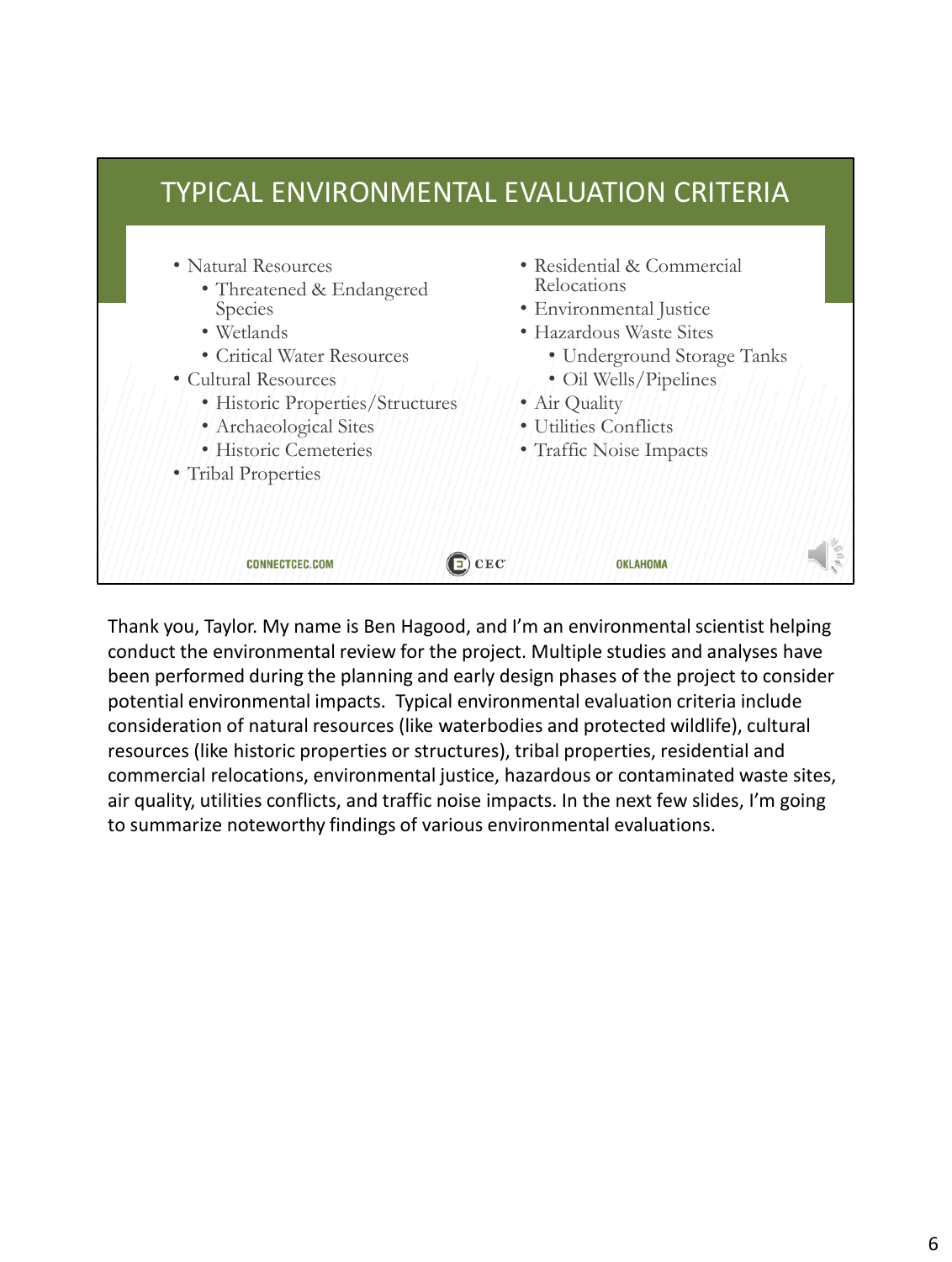# TYPICAL ENVIRONMENTAL EVALUATION CRITERIA

- Natural Resources
  - Threatened & Endangered Species
  - Wetlands
  - Critical Water Resources
- Cultural Resources
  - Historic Properties/Structures
  - Archaeological Sites
  - Historic Cemeteries
- Tribal Properties
- Residential & Commercial Relocations
- Environmental Justice
- Hazardous Waste Sites
  - Underground Storage Tanks
  - Oil Wells/Pipelines
- Air Quality
- Utilities Conflicts
- Traffic Noise Impacts

CONNECTCEC.COM CEC OKLAHOMA

Thank you, Taylor. My name is Ben Hagood, and I'm an environmental scientist helping conduct the environmental review for the project. Multiple studies and analyses have been performed during the planning and early design phases of the project to consider potential environmental impacts. Typical environmental evaluation criteria include consideration of natural resources (like waterbodies and protected wildlife), cultural resources (like historic properties or structures), tribal properties, residential and commercial relocations, environmental justice, hazardous or contaminated waste sites, air quality, utilities conflicts, and traffic noise impacts. In the next few slides, I'm going to summarize noteworthy findings of various environmental evaluations.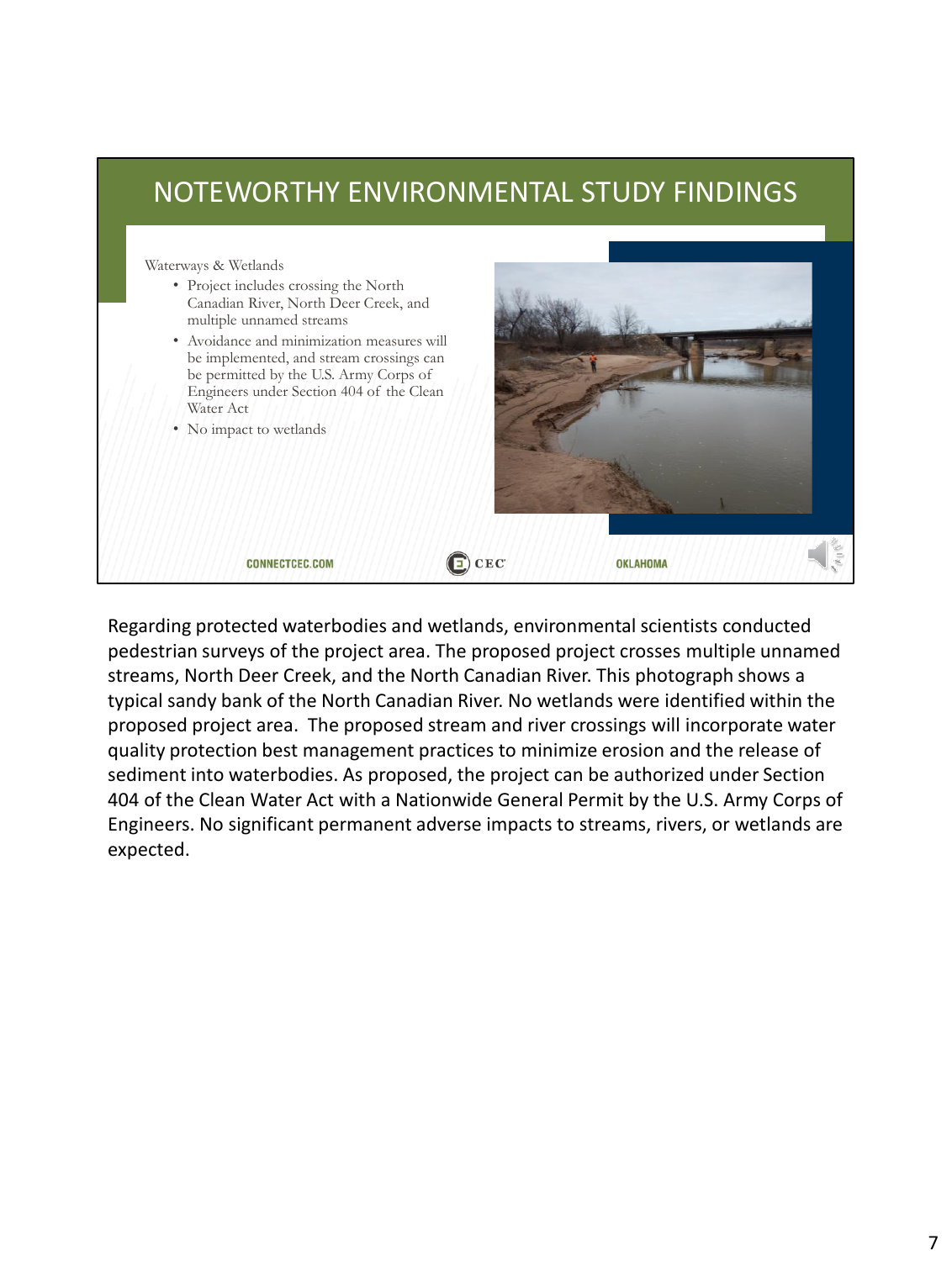# NOTEWORTHY ENVIRONMENTAL STUDY FINDINGS

Waterways & Wetlands

- Project includes crossing the North Canadian River, North Deer Creek, and multiple unnamed streams
- Avoidance and minimization measures will be implemented, and stream crossings can be permitted by the U.S. Army Corps of Engineers under Section 404 of the Clean Water Act
- No impact to wetlands

CONNECTCEC.COM CEC OKLAHOMA

Regarding protected waterbodies and wetlands, environmental scientists conducted pedestrian surveys of the project area. The proposed project crosses multiple unnamed streams, North Deer Creek, and the North Canadian River. This photograph shows a typical sandy bank of the North Canadian River. No wetlands were identified within the proposed project area. The proposed stream and river crossings will incorporate water quality protection best management practices to minimize erosion and the release of sediment into waterbodies. As proposed, the project can be authorized under Section 404 of the Clean Water Act with a Nationwide General Permit by the U.S. Army Corps of Engineers. No significant permanent adverse impacts to streams, rivers, or wetlands are expected.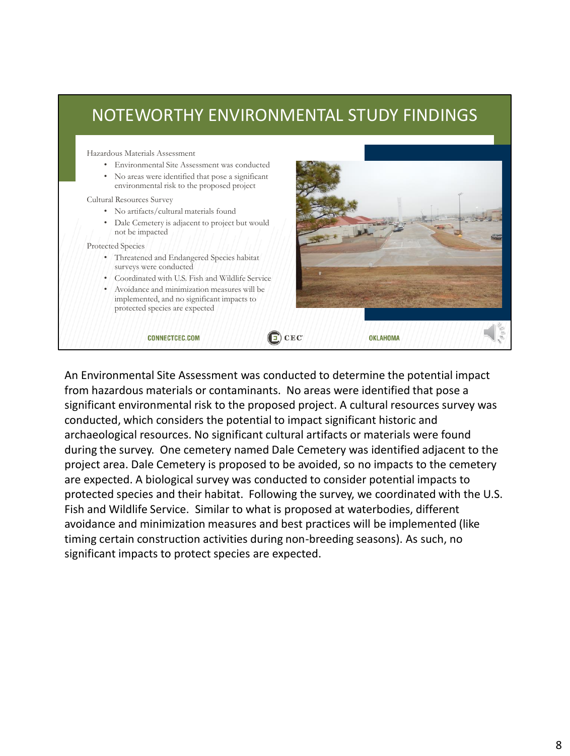# NOTEWORTHY ENVIRONMENTAL STUDY FINDINGS

Hazardous Materials Assessment

- Environmental Site Assessment was conducted
- No areas were identified that pose a significant environmental risk to the proposed project

Cultural Resources Survey

- No artifacts/cultural materials found
- Dale Cemetery is adjacent to project but would not be impacted

Protected Species

- Threatened and Endangered Species habitat surveys were conducted
- Coordinated with U.S. Fish and Wildlife Service
- Avoidance and minimization measures will be implemented, and no significant impacts to protected species are expected

CONNECTCEC.COM CEC OKLAHOMA

An Environmental Site Assessment was conducted to determine the potential impact from hazardous materials or contaminants. No areas were identified that pose a significant environmental risk to the proposed project. A cultural resources survey was conducted, which considers the potential to impact significant historic and archaeological resources. No significant cultural artifacts or materials were found during the survey. One cemetery named Dale Cemetery was identified adjacent to the project area. Dale Cemetery is proposed to be avoided, so no impacts to the cemetery are expected. A biological survey was conducted to consider potential impacts to protected species and their habitat. Following the survey, we coordinated with the U.S. Fish and Wildlife Service. Similar to what is proposed at waterbodies, different avoidance and minimization measures and best practices will be implemented (like timing certain construction activities during non-breeding seasons). As such, no significant impacts to protect species are expected.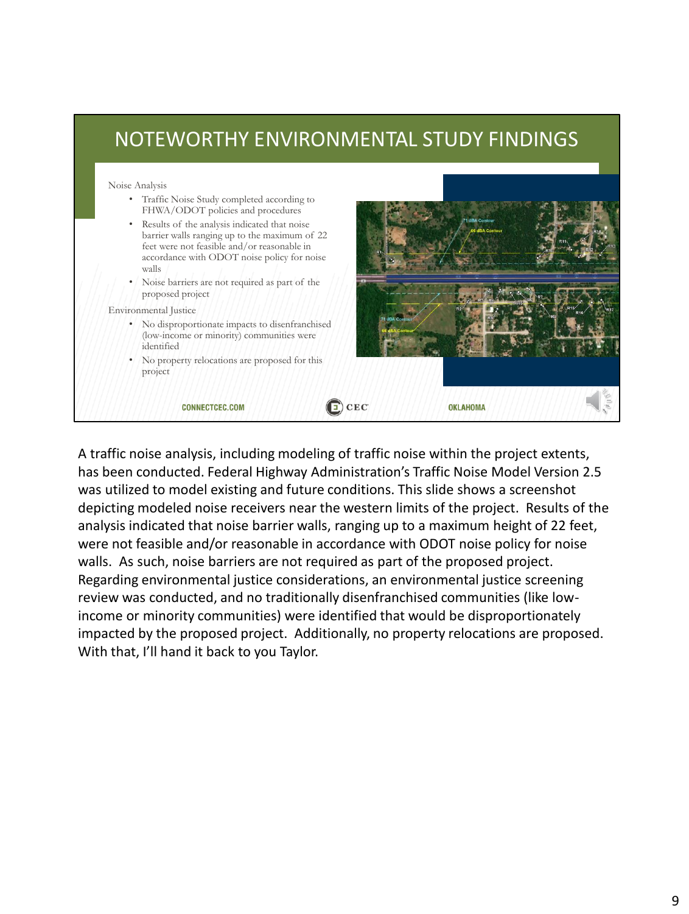## NOTEWORTHY ENVIRONMENTAL STUDY FINDINGS

Noise Analysis

- Traffic Noise Study completed according to FHWA/ODOT policies and procedures
- Results of the analysis indicated that noise barrier walls ranging up to the maximum of 22 feet were not feasible and/or reasonable in accordance with ODOT noise policy for noise walls
- Noise barriers are not required as part of the proposed project

Environmental Justice

- No disproportionate impacts to disenfranchised (low-income or minority) communities were identified
- No property relocations are proposed for this project

CONNECTCEC.COM CEC OKLAHOMA

A traffic noise analysis, including modeling of traffic noise within the project extents, has been conducted. Federal Highway Administration's Traffic Noise Model Version 2.5 was utilized to model existing and future conditions. This slide shows a screenshot depicting modeled noise receivers near the western limits of the project. Results of the analysis indicated that noise barrier walls, ranging up to a maximum height of 22 feet, were not feasible and/or reasonable in accordance with ODOT noise policy for noise walls. As such, noise barriers are not required as part of the proposed project. Regarding environmental justice considerations, an environmental justice screening review was conducted, and no traditionally disenfranchised communities (like low-income or minority communities) were identified that would be disproportionately impacted by the proposed project. Additionally, no property relocations are proposed. With that, I'll hand it back to you Taylor.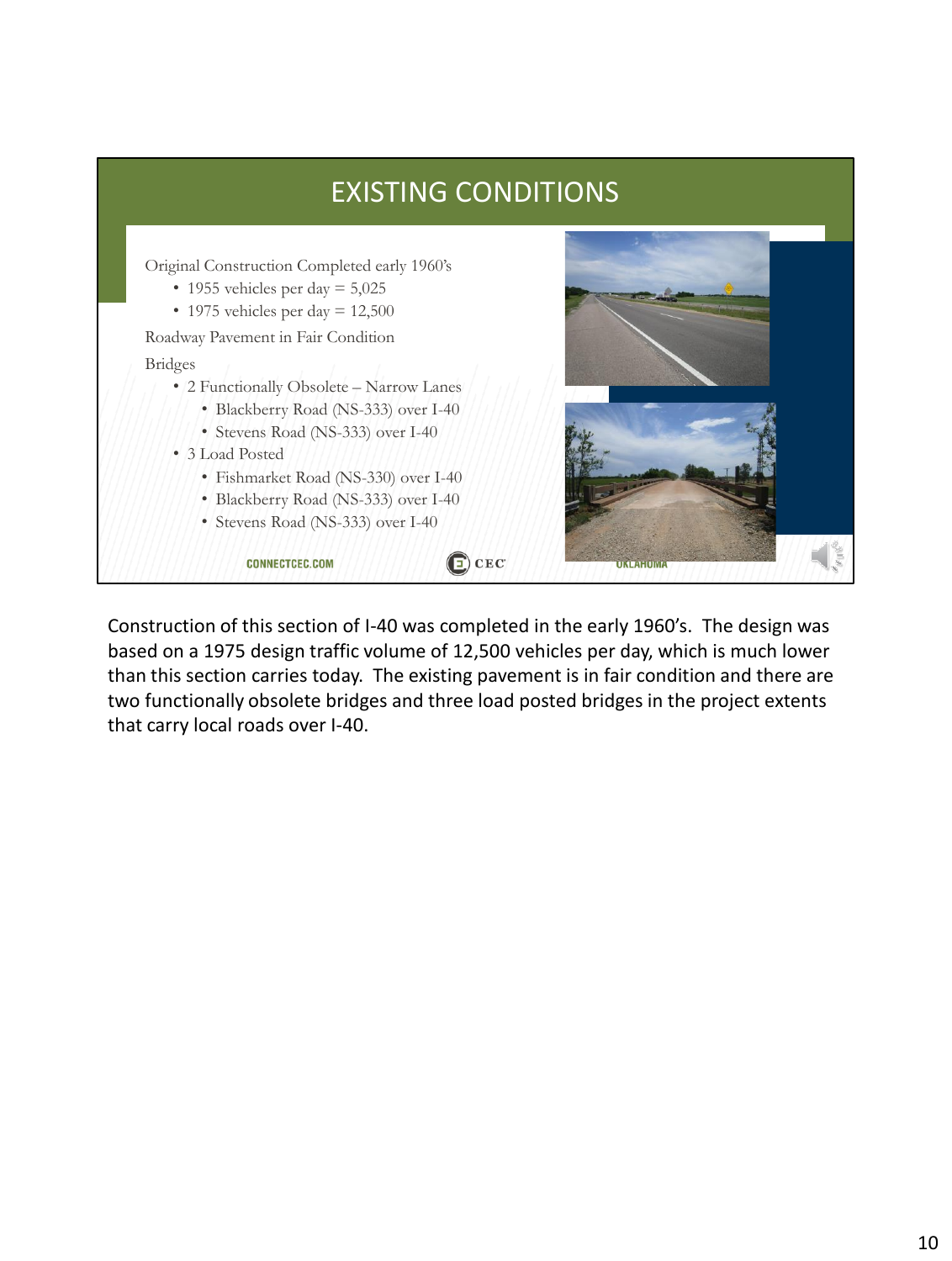# EXISTING CONDITIONS

Original Construction Completed early 1960's

- 1955 vehicles per day = 5,025
- 1975 vehicles per day = 12,500

Roadway Pavement in Fair Condition

Bridges

- 2 Functionally Obsolete – Narrow Lanes
  - Blackberry Road (NS-333) over I-40
  - Stevens Road (NS-333) over I-40
- 3 Load Posted
  - Fishmarket Road (NS-330) over I-40
  - Blackberry Road (NS-333) over I-40
  - Stevens Road (NS-333) over I-40

CONNECTCEC.COM

CEC

OKLAHOMA

Construction of this section of I-40 was completed in the early 1960's. The design was based on a 1975 design traffic volume of 12,500 vehicles per day, which is much lower than this section carries today. The existing pavement is in fair condition and there are two functionally obsolete bridges and three load posted bridges in the project extents that carry local roads over I-40.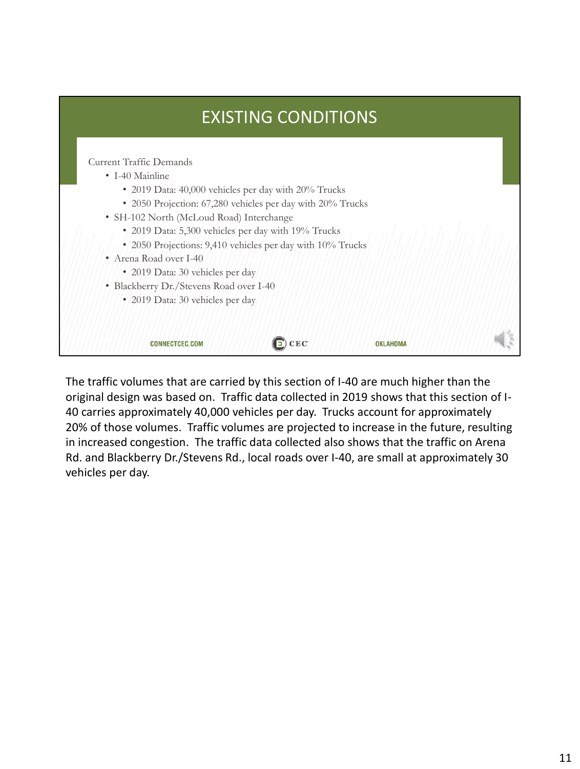# EXISTING CONDITIONS

Current Traffic Demands

- I-40 Mainline
  - 2019 Data: 40,000 vehicles per day with 20% Trucks
  - 2050 Projection: 67,280 vehicles per day with 20% Trucks
- SH-102 North (McLoud Road) Interchange
  - 2019 Data: 5,300 vehicles per day with 19% Trucks
  - 2050 Projections: 9,410 vehicles per day with 10% Trucks
- Arena Road over I-40
  - 2019 Data: 30 vehicles per day
- Blackberry Dr./Stevens Road over I-40
  - 2019 Data: 30 vehicles per day

CONNECTCEC.COM | CEC | OKLAHOMA

The traffic volumes that are carried by this section of I-40 are much higher than the original design was based on. Traffic data collected in 2019 shows that this section of I-40 carries approximately 40,000 vehicles per day. Trucks account for approximately 20% of those volumes. Traffic volumes are projected to increase in the future, resulting in increased congestion. The traffic data collected also shows that the traffic on Arena Rd. and Blackberry Dr./Stevens Rd., local roads over I-40, are small at approximately 30 vehicles per day.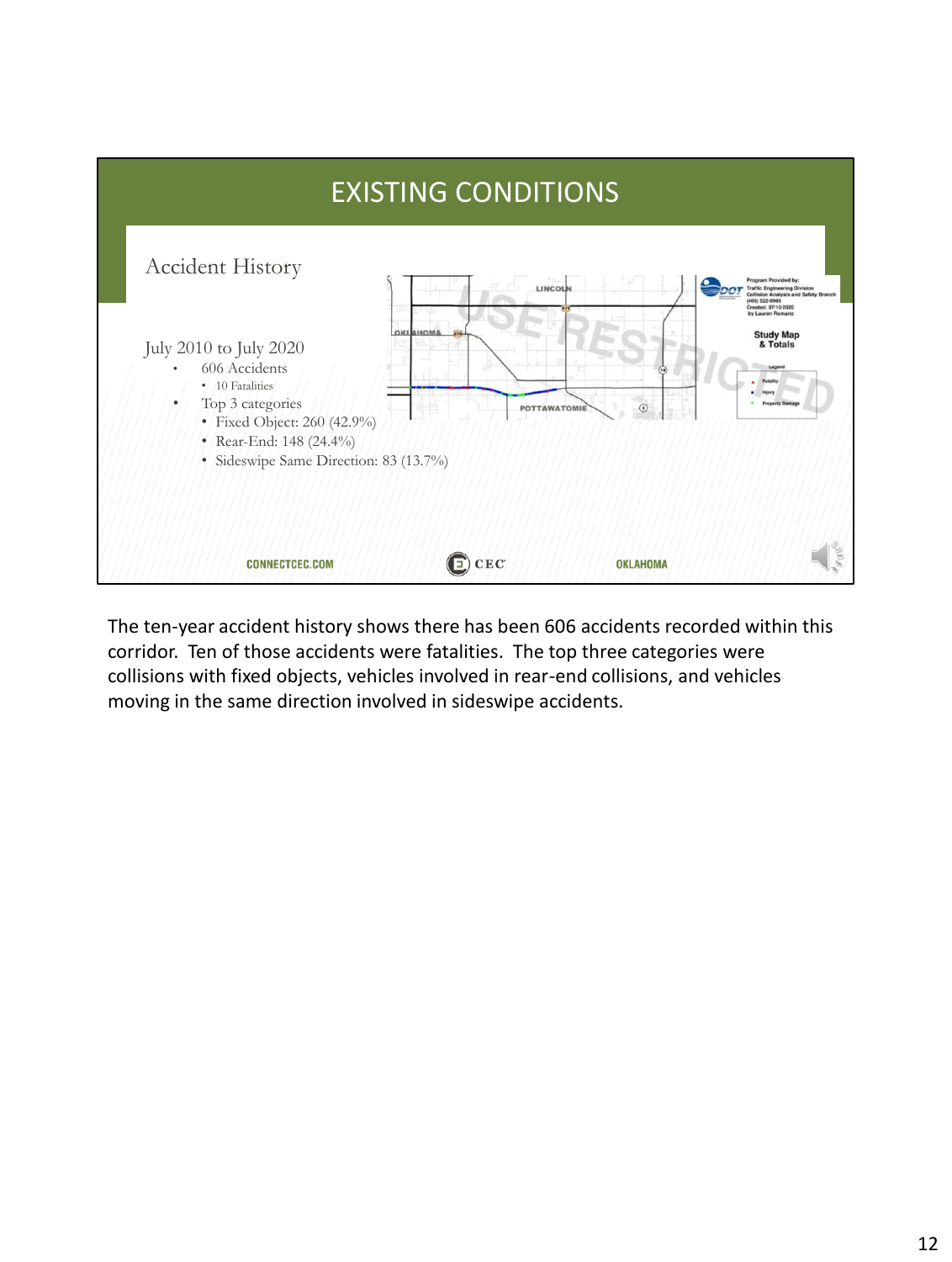# EXISTING CONDITIONS

## Accident History

July 2010 to July 2020

- 606 Accidents
  - 10 Fatalities
- Top 3 categories
  - Fixed Object: 260 (42.9%)
  - Rear-End: 148 (24.4%)
  - Sideswipe Same Direction: 83 (13.7%)

CONNECTCEC.COM CEC OKLAHOMA

The ten-year accident history shows there has been 606 accidents recorded within this corridor. Ten of those accidents were fatalities. The top three categories were collisions with fixed objects, vehicles involved in rear-end collisions, and vehicles moving in the same direction involved in sideswipe accidents.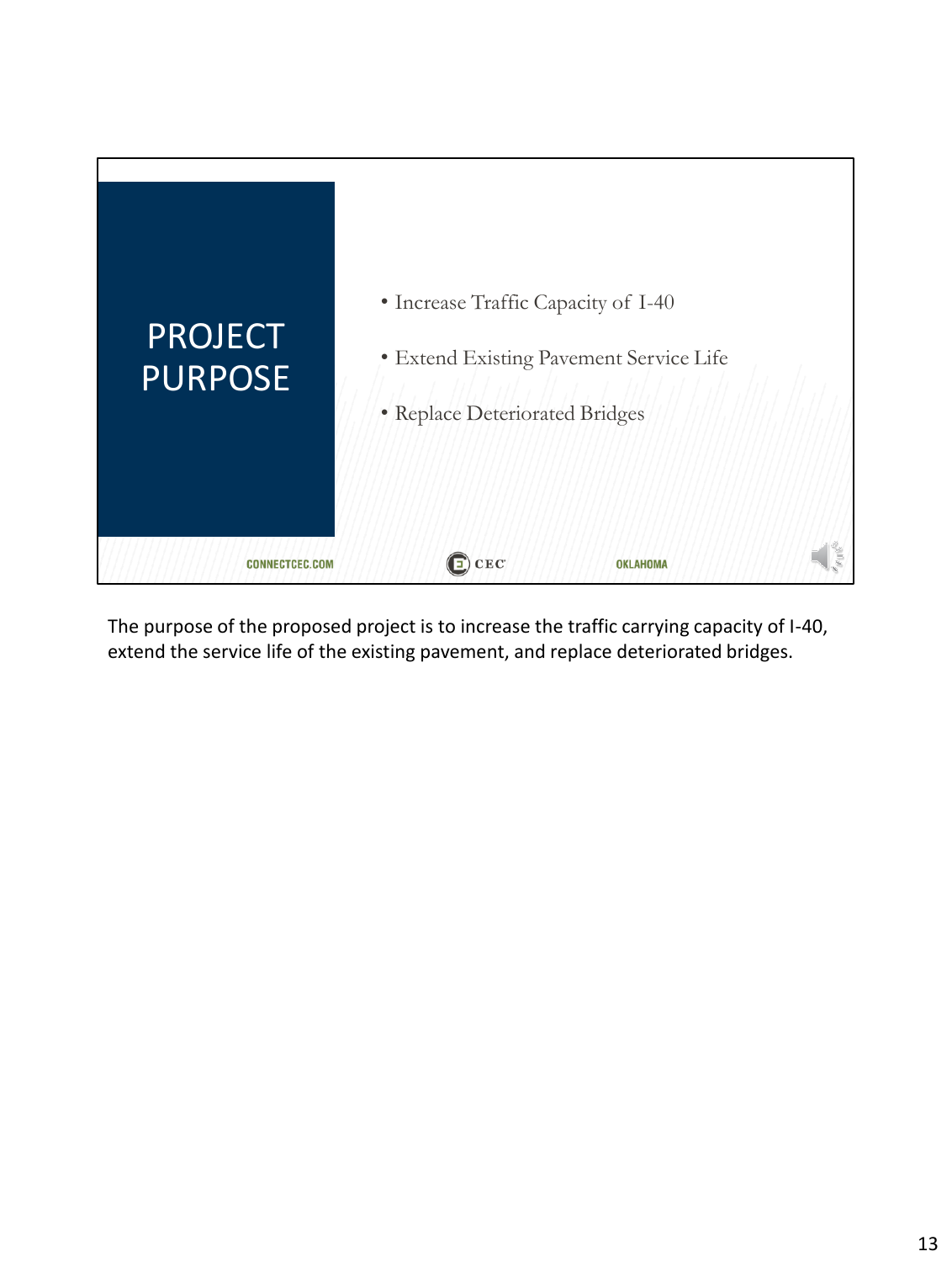# PROJECT PURPOSE

- Increase Traffic Capacity of I-40
- Extend Existing Pavement Service Life
- Replace Deteriorated Bridges

CONNECTCEC.COM CEC OKLAHOMA

The purpose of the proposed project is to increase the traffic carrying capacity of I-40, extend the service life of the existing pavement, and replace deteriorated bridges.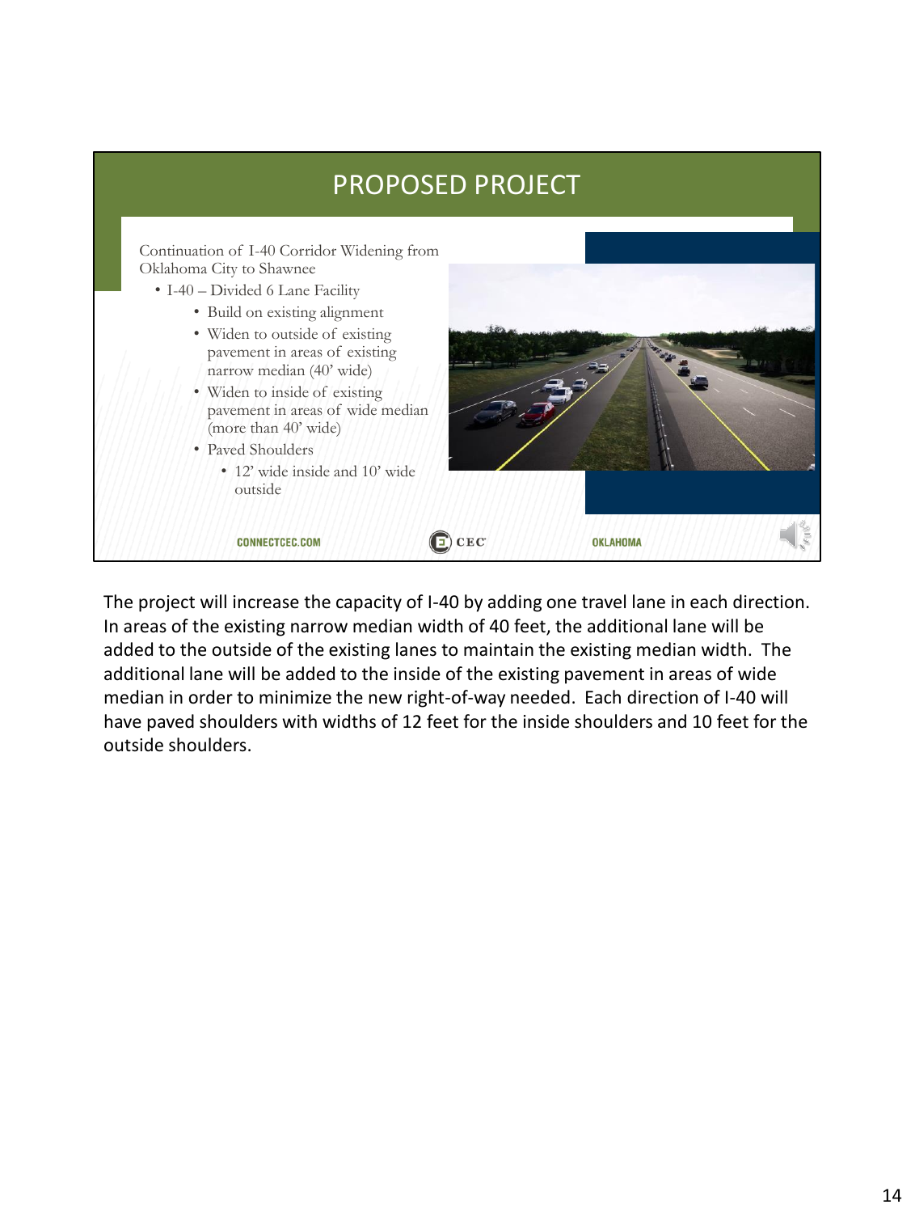## PROPOSED PROJECT

Continuation of I-40 Corridor Widening from Oklahoma City to Shawnee

- I-40 – Divided 6 Lane Facility
  - Build on existing alignment
  - Widen to outside of existing pavement in areas of existing narrow median (40' wide)
  - Widen to inside of existing pavement in areas of wide median (more than 40' wide)
  - Paved Shoulders
    - 12' wide inside and 10' wide outside

CONNECTCEC.COM CEC OKLAHOMA

The project will increase the capacity of I-40 by adding one travel lane in each direction. In areas of the existing narrow median width of 40 feet, the additional lane will be added to the outside of the existing lanes to maintain the existing median width. The additional lane will be added to the inside of the existing pavement in areas of wide median in order to minimize the new right-of-way needed. Each direction of I-40 will have paved shoulders with widths of 12 feet for the inside shoulders and 10 feet for the outside shoulders.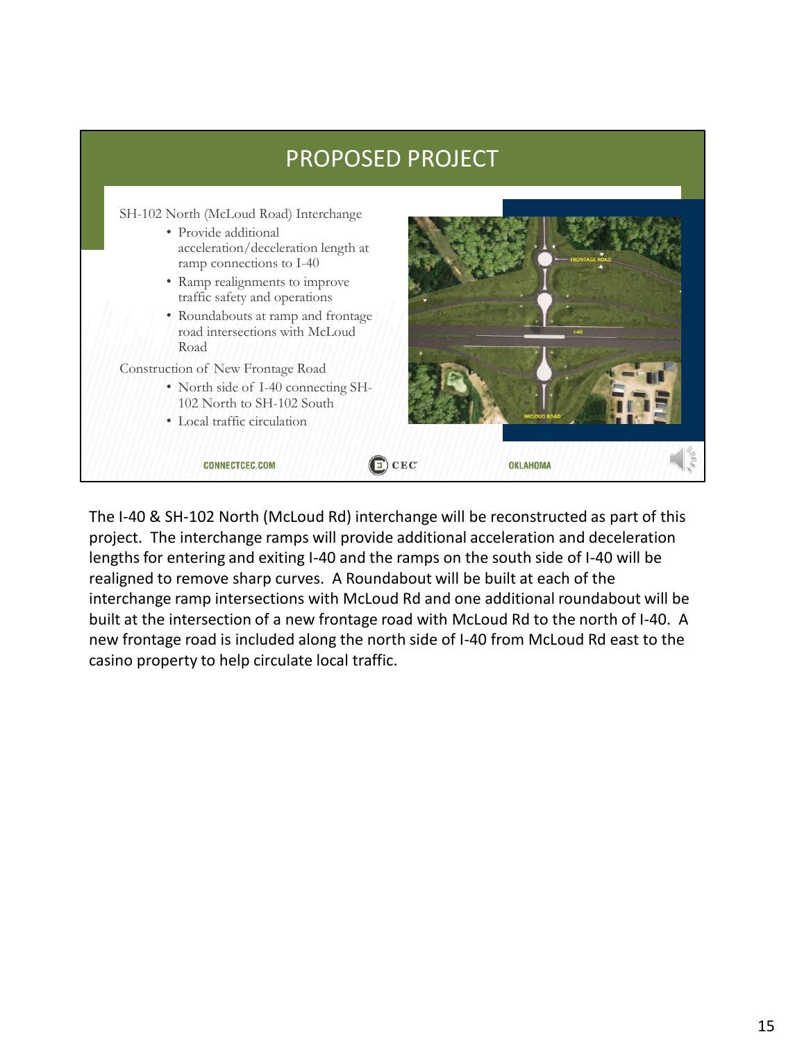## PROPOSED PROJECT

SH-102 North (McLoud Road) Interchange

- Provide additional acceleration/deceleration length at ramp connections to I-40
- Ramp realignments to improve traffic safety and operations
- Roundabouts at ramp and frontage road intersections with McLoud Road

Construction of New Frontage Road

- North side of I-40 connecting SH-102 North to SH-102 South
- Local traffic circulation

FRONTAGE ROAD

I-40

MCLOUD ROAD

CONNECTCEC.COM CEC OKLAHOMA

The I-40 & SH-102 North (McLoud Rd) interchange will be reconstructed as part of this project. The interchange ramps will provide additional acceleration and deceleration lengths for entering and exiting I-40 and the ramps on the south side of I-40 will be realigned to remove sharp curves. A Roundabout will be built at each of the interchange ramp intersections with McLoud Rd and one additional roundabout will be built at the intersection of a new frontage road with McLoud Rd to the north of I-40. A new frontage road is included along the north side of I-40 from McLoud Rd east to the casino property to help circulate local traffic.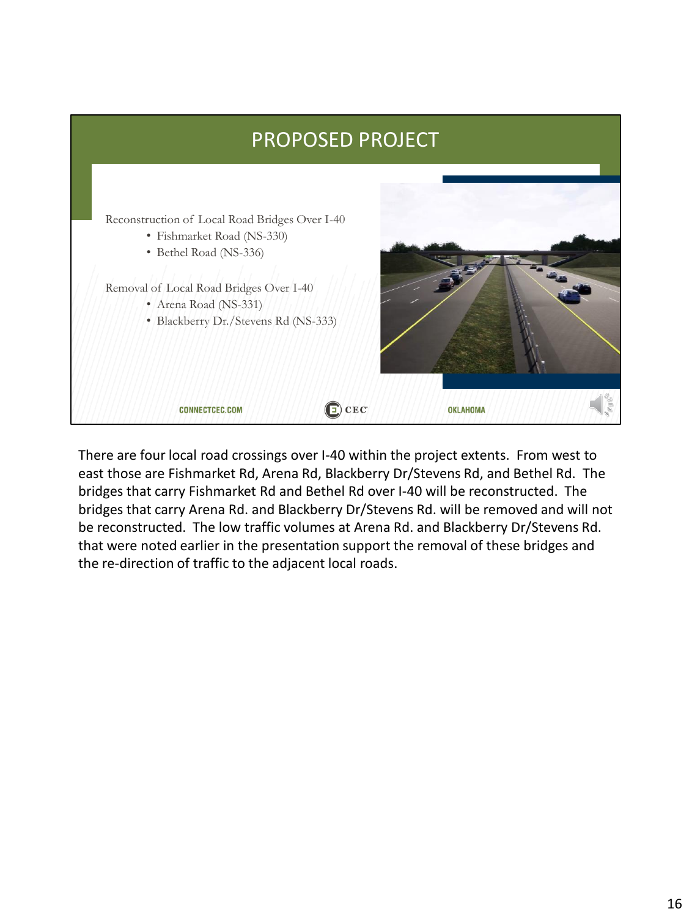# PROPOSED PROJECT

Reconstruction of Local Road Bridges Over I-40

- Fishmarket Road (NS-330)
- Bethel Road (NS-336)

Removal of Local Road Bridges Over I-40

- Arena Road (NS-331)
- Blackberry Dr./Stevens Rd (NS-333)

CONNECTCEC.COM CEC OKLAHOMA

There are four local road crossings over I-40 within the project extents. From west to east those are Fishmarket Rd, Arena Rd, Blackberry Dr/Stevens Rd, and Bethel Rd. The bridges that carry Fishmarket Rd and Bethel Rd over I-40 will be reconstructed. The bridges that carry Arena Rd. and Blackberry Dr/Stevens Rd. will be removed and will not be reconstructed. The low traffic volumes at Arena Rd. and Blackberry Dr/Stevens Rd. that were noted earlier in the presentation support the removal of these bridges and the re-direction of traffic to the adjacent local roads.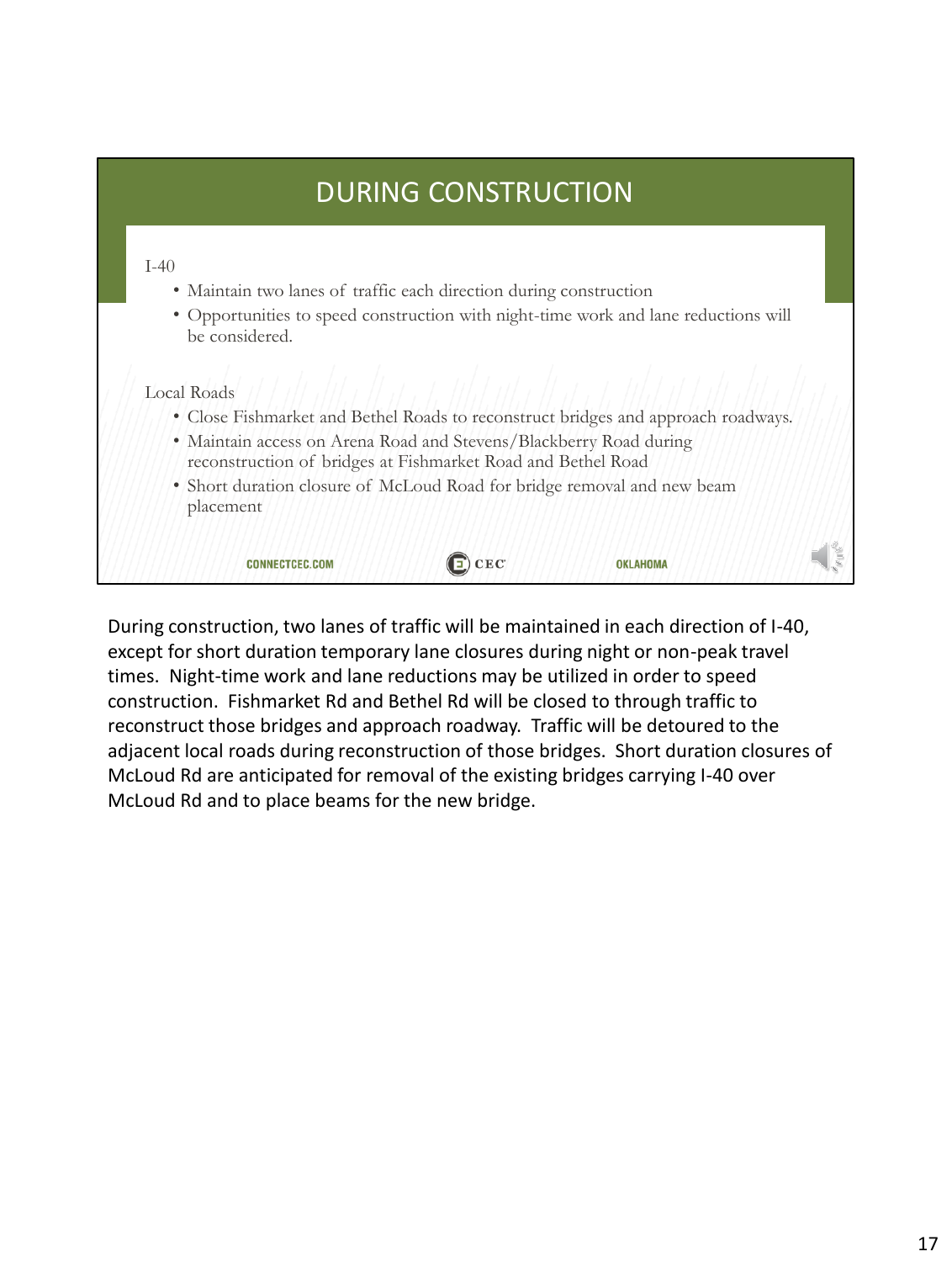# DURING CONSTRUCTION

I-40

- Maintain two lanes of traffic each direction during construction
- Opportunities to speed construction with night-time work and lane reductions will be considered.

Local Roads

- Close Fishmarket and Bethel Roads to reconstruct bridges and approach roadways.
- Maintain access on Arena Road and Stevens/Blackberry Road during reconstruction of bridges at Fishmarket Road and Bethel Road
- Short duration closure of McLoud Road for bridge removal and new beam placement

CONNECTCEC.COM CEC OKLAHOMA

During construction, two lanes of traffic will be maintained in each direction of I-40, except for short duration temporary lane closures during night or non-peak travel times. Night-time work and lane reductions may be utilized in order to speed construction. Fishmarket Rd and Bethel Rd will be closed to through traffic to reconstruct those bridges and approach roadway. Traffic will be detoured to the adjacent local roads during reconstruction of those bridges. Short duration closures of McLoud Rd are anticipated for removal of the existing bridges carrying I-40 over McLoud Rd and to place beams for the new bridge.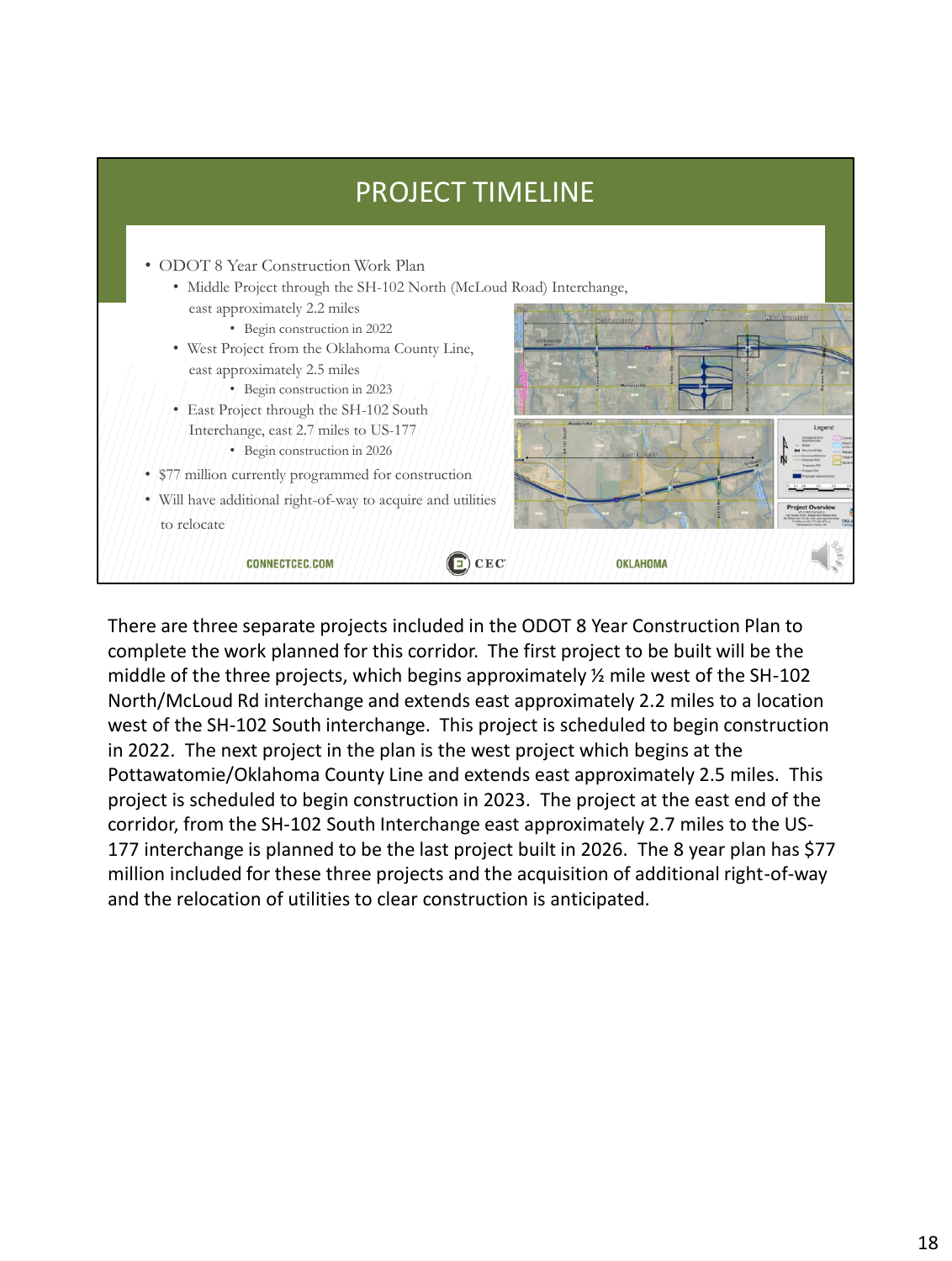## PROJECT TIMELINE

- ODOT 8 Year Construction Work Plan
  - Middle Project through the SH-102 North (McLoud Road) Interchange, east approximately 2.2 miles
    - Begin construction in 2022
  - West Project from the Oklahoma County Line, east approximately 2.5 miles
    - Begin construction in 2023
  - East Project through the SH-102 South Interchange, east 2.7 miles to US-177
    - Begin construction in 2026
- $77 million currently programmed for construction
- Will have additional right-of-way to acquire and utilities to relocate

CONNECTCEC.COM CEC OKLAHOMA

There are three separate projects included in the ODOT 8 Year Construction Plan to complete the work planned for this corridor. The first project to be built will be the middle of the three projects, which begins approximately ½ mile west of the SH-102 North/McLoud Rd interchange and extends east approximately 2.2 miles to a location west of the SH-102 South interchange. This project is scheduled to begin construction in 2022. The next project in the plan is the west project which begins at the Pottawatomie/Oklahoma County Line and extends east approximately 2.5 miles. This project is scheduled to begin construction in 2023. The project at the east end of the corridor, from the SH-102 South Interchange east approximately 2.7 miles to the US-177 interchange is planned to be the last project built in 2026. The 8 year plan has $77 million included for these three projects and the acquisition of additional right-of-way and the relocation of utilities to clear construction is anticipated.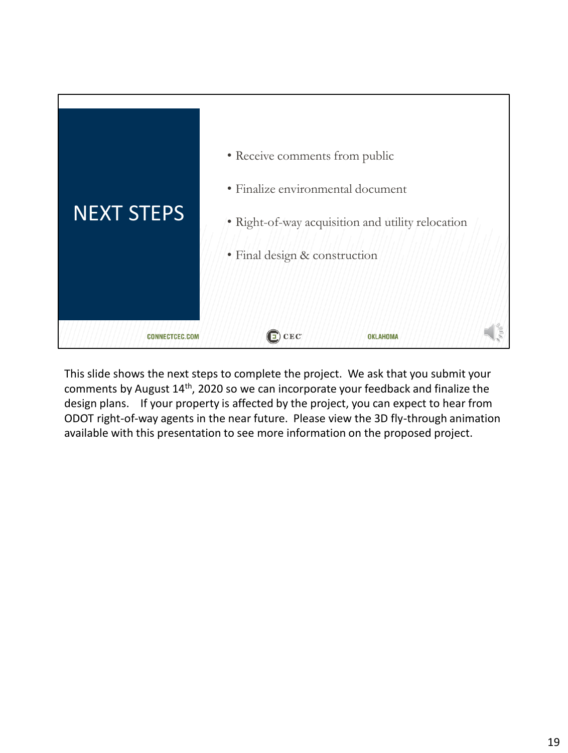# NEXT STEPS

- Receive comments from public
- Finalize environmental document
- Right-of-way acquisition and utility relocation
- Final design & construction

CONNECTCEC.COM CEC OKLAHOMA

This slide shows the next steps to complete the project. We ask that you submit your comments by August 14th, 2020 so we can incorporate your feedback and finalize the design plans. If your property is affected by the project, you can expect to hear from ODOT right-of-way agents in the near future. Please view the 3D fly-through animation available with this presentation to see more information on the proposed project.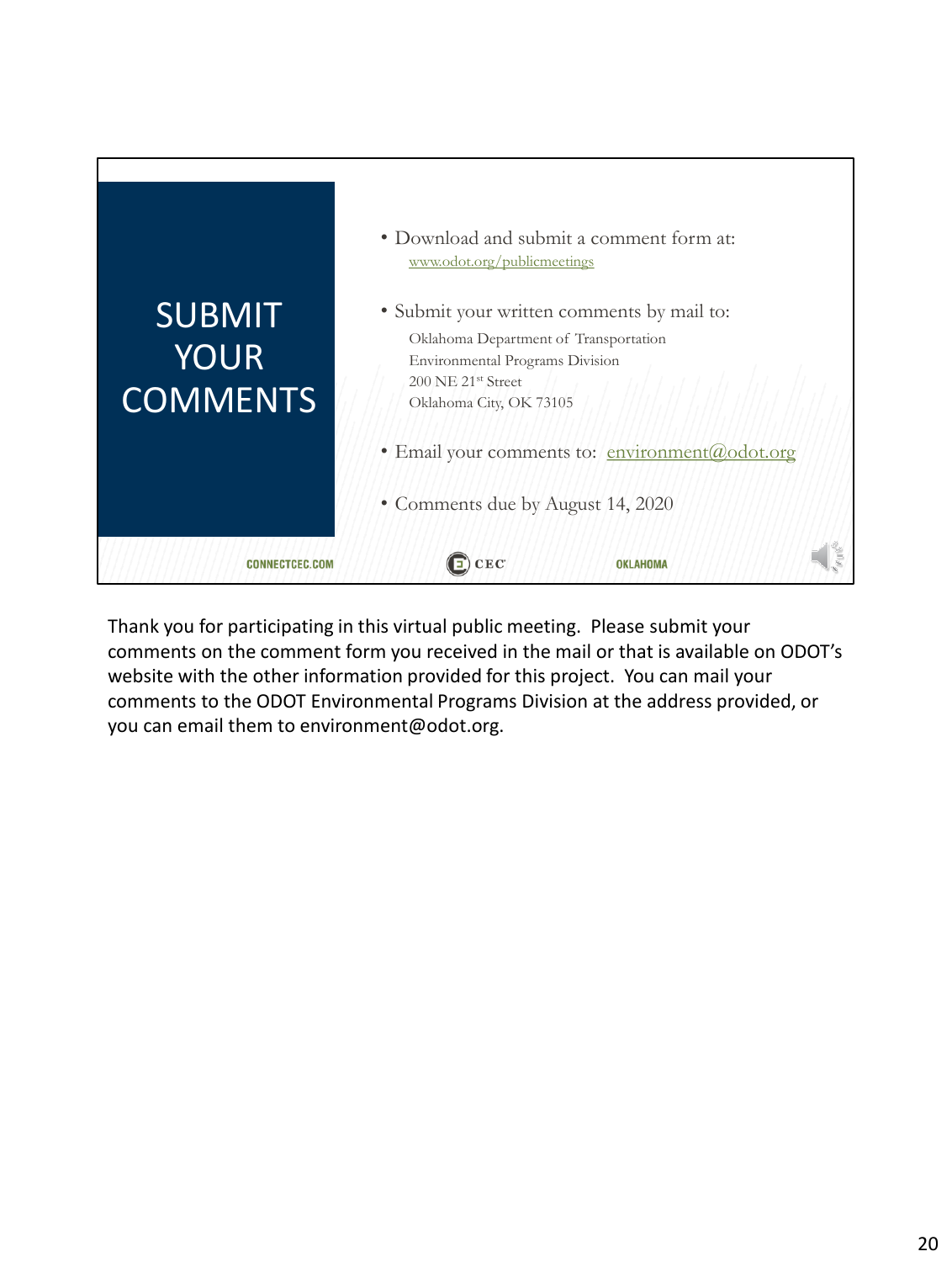# SUBMIT YOUR COMMENTS

- Download and submit a comment form at: www.odot.org/publicmeetings
- Submit your written comments by mail to:
  Oklahoma Department of Transportation
  Environmental Programs Division
  200 NE 21st Street
  Oklahoma City, OK 73105
- Email your comments to: environment@odot.org
- Comments due by August 14, 2020

CONNECTCEC.COM CEC OKLAHOMA

Thank you for participating in this virtual public meeting. Please submit your comments on the comment form you received in the mail or that is available on ODOT's website with the other information provided for this project. You can mail your comments to the ODOT Environmental Programs Division at the address provided, or you can email them to environment@odot.org.